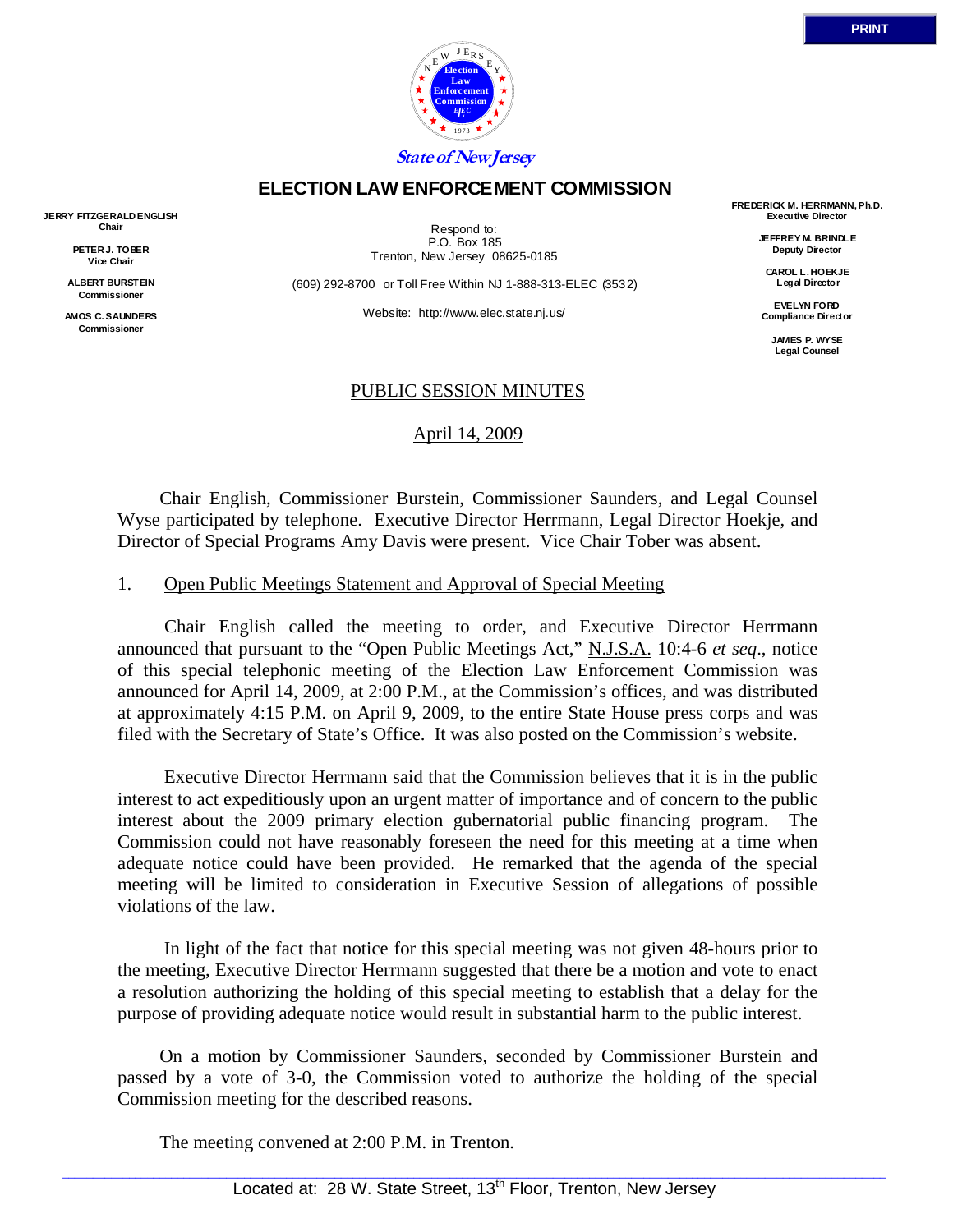State of New Jersey

# ELECTION LAW ENFORCEMENT COMMISSION

**JERRY FITZGERALD ENGLISH**
**Chair**

**PETER J. TOBER**
**Vice Chair**

**ALBERT BURSTEIN**
**Commissioner**

**AMOS C. SAUNDERS**
**Commissioner**

Respond to:
P.O. Box 185
Trenton, New Jersey 08625-0185

(609) 292-8700 or Toll Free Within NJ 1-888-313-ELEC (3532)

Website: http://www.elec.state.nj.us/

**FREDERICK M. HERRMANN, Ph.D.**
**Executive Director**

**JEFFREY M. BRINDLE**
**Deputy Director**

**CAROL L. HOEKJE**
**Legal Director**

**EVELYN FORD**
**Compliance Director**

**JAMES P. WYSE**
**Legal Counsel**

## PUBLIC SESSION MINUTES

April 14, 2009

Chair English, Commissioner Burstein, Commissioner Saunders, and Legal Counsel Wyse participated by telephone. Executive Director Herrmann, Legal Director Hoekje, and Director of Special Programs Amy Davis were present. Vice Chair Tober was absent.

1. Open Public Meetings Statement and Approval of Special Meeting

Chair English called the meeting to order, and Executive Director Herrmann announced that pursuant to the "Open Public Meetings Act," N.J.S.A. 10:4-6 *et seq*., notice of this special telephonic meeting of the Election Law Enforcement Commission was announced for April 14, 2009, at 2:00 P.M., at the Commission's offices, and was distributed at approximately 4:15 P.M. on April 9, 2009, to the entire State House press corps and was filed with the Secretary of State's Office. It was also posted on the Commission's website.

Executive Director Herrmann said that the Commission believes that it is in the public interest to act expeditiously upon an urgent matter of importance and of concern to the public interest about the 2009 primary election gubernatorial public financing program. The Commission could not have reasonably foreseen the need for this meeting at a time when adequate notice could have been provided. He remarked that the agenda of the special meeting will be limited to consideration in Executive Session of allegations of possible violations of the law.

In light of the fact that notice for this special meeting was not given 48-hours prior to the meeting, Executive Director Herrmann suggested that there be a motion and vote to enact a resolution authorizing the holding of this special meeting to establish that a delay for the purpose of providing adequate notice would result in substantial harm to the public interest.

On a motion by Commissioner Saunders, seconded by Commissioner Burstein and passed by a vote of 3-0, the Commission voted to authorize the holding of the special Commission meeting for the described reasons.

The meeting convened at 2:00 P.M. in Trenton.

Located at: 28 W. State Street, 13th Floor, Trenton, New Jersey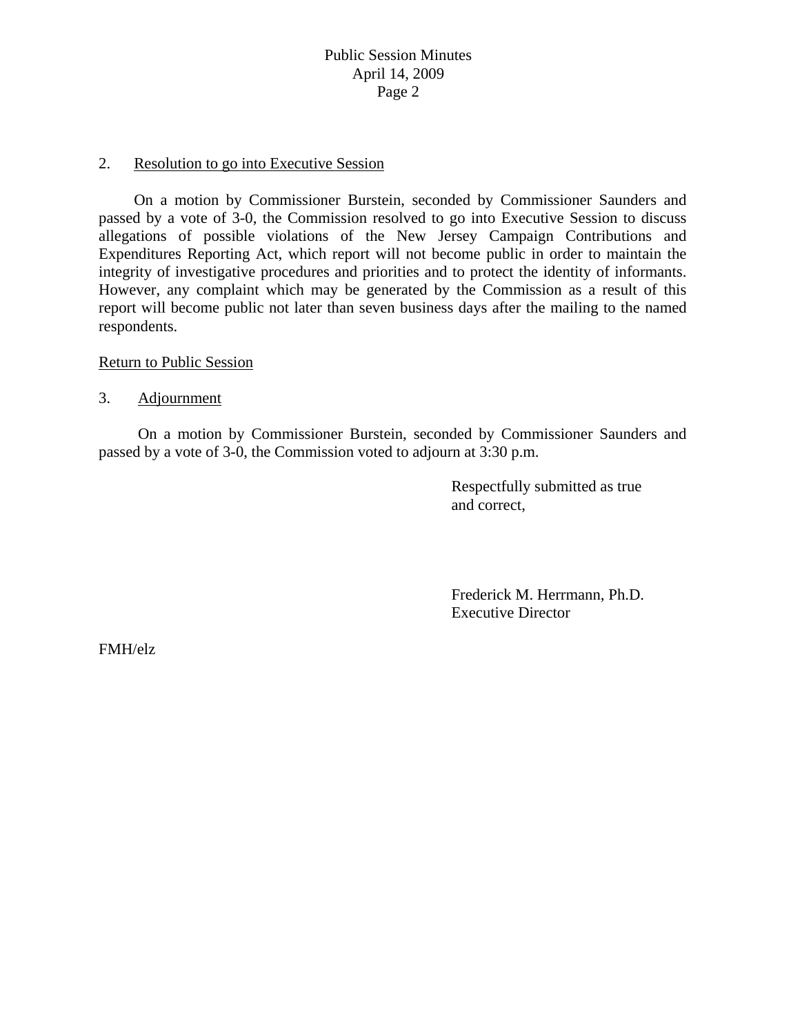2. <u>Resolution to go into Executive Session</u>

On a motion by Commissioner Burstein, seconded by Commissioner Saunders and passed by a vote of 3-0, the Commission resolved to go into Executive Session to discuss allegations of possible violations of the New Jersey Campaign Contributions and Expenditures Reporting Act, which report will not become public in order to maintain the integrity of investigative procedures and priorities and to protect the identity of informants. However, any complaint which may be generated by the Commission as a result of this report will become public not later than seven business days after the mailing to the named respondents.

<u>Return to Public Session</u>

3. <u>Adjournment</u>

On a motion by Commissioner Burstein, seconded by Commissioner Saunders and passed by a vote of 3-0, the Commission voted to adjourn at 3:30 p.m.

Respectfully submitted as true
and correct,

Frederick M. Herrmann, Ph.D.
Executive Director

FMH/elz